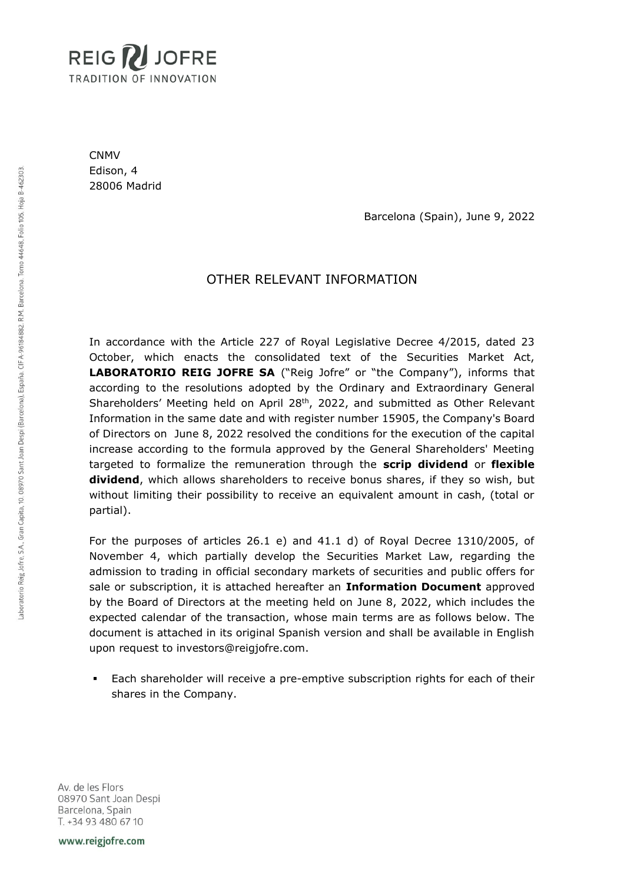REIG JOFRE
TRADITION OF INNOVATION

CNMV
Edison, 4
28006 Madrid

Barcelona (Spain), June 9, 2022

# OTHER RELEVANT INFORMATION

In accordance with the Article 227 of Royal Legislative Decree 4/2015, dated 23 October, which enacts the consolidated text of the Securities Market Act, **LABORATORIO REIG JOFRE SA** ("Reig Jofre" or "the Company"), informs that according to the resolutions adopted by the Ordinary and Extraordinary General Shareholders' Meeting held on April 28th, 2022, and submitted as Other Relevant Information in the same date and with register number 15905, the Company's Board of Directors on June 8, 2022 resolved the conditions for the execution of the capital increase according to the formula approved by the General Shareholders' Meeting targeted to formalize the remuneration through the **scrip dividend** or **flexible dividend**, which allows shareholders to receive bonus shares, if they so wish, but without limiting their possibility to receive an equivalent amount in cash, (total or partial).

For the purposes of articles 26.1 e) and 41.1 d) of Royal Decree 1310/2005, of November 4, which partially develop the Securities Market Law, regarding the admission to trading in official secondary markets of securities and public offers for sale or subscription, it is attached hereafter an **Information Document** approved by the Board of Directors at the meeting held on June 8, 2022, which includes the expected calendar of the transaction, whose main terms are as follows below. The document is attached in its original Spanish version and shall be available in English upon request to investors@reigjofre.com.

- Each shareholder will receive a pre-emptive subscription rights for each of their shares in the Company.

Av. de les Flors
08970 Sant Joan Despi
Barcelona, Spain
T. +34 93 480 67 10

www.reigjofre.com

Laboratorio Reig Jofre, S.A., Gran Capita, 10. 08970 Sant Joan Despi (Barcelona), España. CIF A-96184882. R.M. Barcelona. Tomo 44648, Folio 105, Hoja B-462303.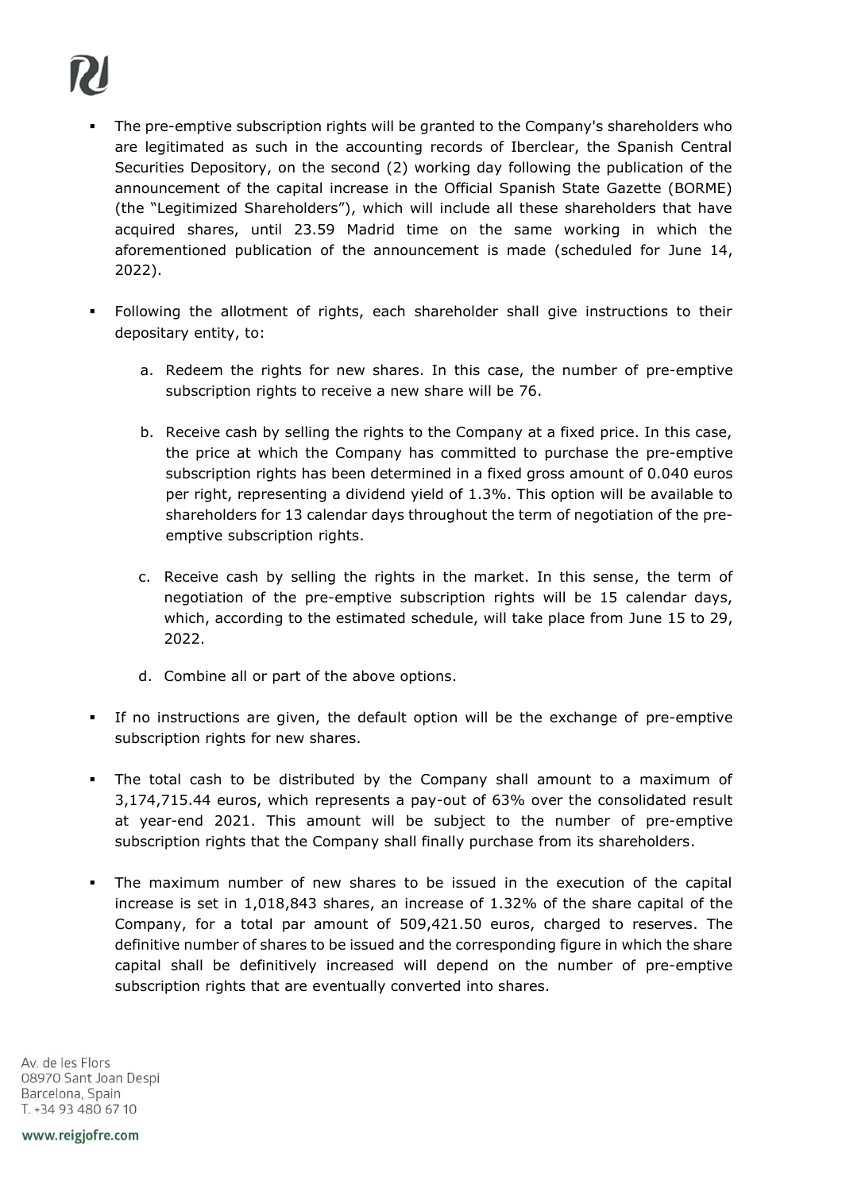- The pre-emptive subscription rights will be granted to the Company's shareholders who are legitimated as such in the accounting records of Iberclear, the Spanish Central Securities Depository, on the second (2) working day following the publication of the announcement of the capital increase in the Official Spanish State Gazette (BORME) (the "Legitimized Shareholders"), which will include all these shareholders that have acquired shares, until 23.59 Madrid time on the same working in which the aforementioned publication of the announcement is made (scheduled for June 14, 2022).

- Following the allotment of rights, each shareholder shall give instructions to their depositary entity, to:

    a. Redeem the rights for new shares. In this case, the number of pre-emptive subscription rights to receive a new share will be 76.

    b. Receive cash by selling the rights to the Company at a fixed price. In this case, the price at which the Company has committed to purchase the pre-emptive subscription rights has been determined in a fixed gross amount of 0.040 euros per right, representing a dividend yield of 1.3%. This option will be available to shareholders for 13 calendar days throughout the term of negotiation of the pre-emptive subscription rights.

    c. Receive cash by selling the rights in the market. In this sense, the term of negotiation of the pre-emptive subscription rights will be 15 calendar days, which, according to the estimated schedule, will take place from June 15 to 29, 2022.

    d. Combine all or part of the above options.

- If no instructions are given, the default option will be the exchange of pre-emptive subscription rights for new shares.

- The total cash to be distributed by the Company shall amount to a maximum of 3,174,715.44 euros, which represents a pay-out of 63% over the consolidated result at year-end 2021. This amount will be subject to the number of pre-emptive subscription rights that the Company shall finally purchase from its shareholders.

- The maximum number of new shares to be issued in the execution of the capital increase is set in 1,018,843 shares, an increase of 1.32% of the share capital of the Company, for a total par amount of 509,421.50 euros, charged to reserves. The definitive number of shares to be issued and the corresponding figure in which the share capital shall be definitively increased will depend on the number of pre-emptive subscription rights that are eventually converted into shares.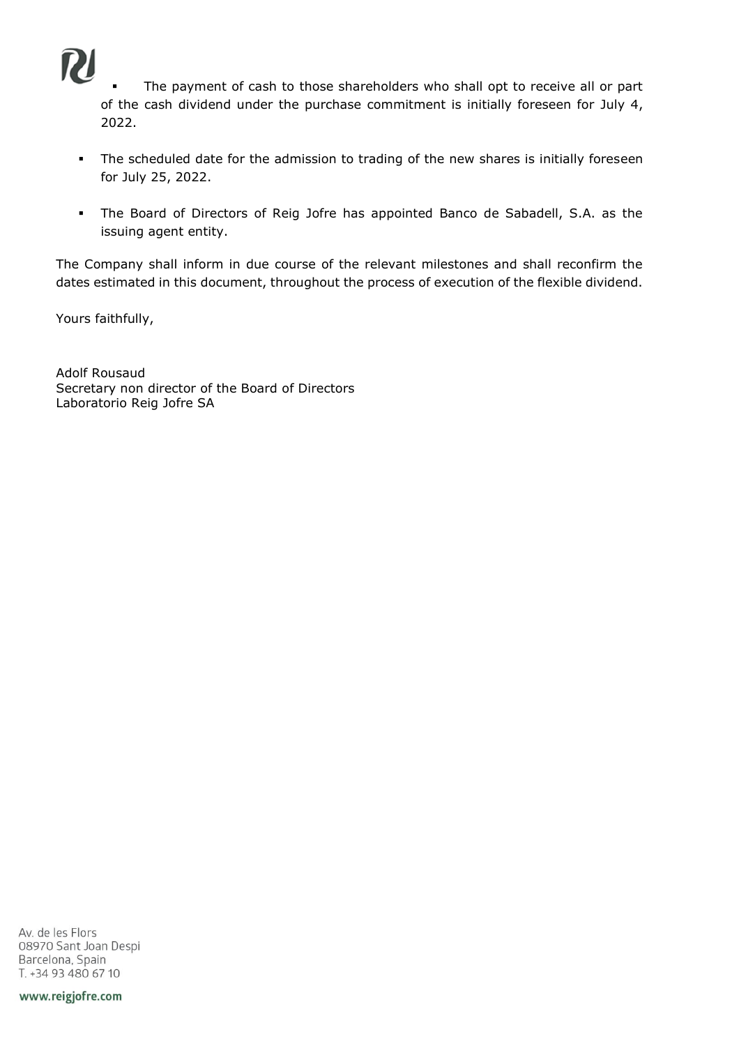- The payment of cash to those shareholders who shall opt to receive all or part of the cash dividend under the purchase commitment is initially foreseen for July 4, 2022.

- The scheduled date for the admission to trading of the new shares is initially foreseen for July 25, 2022.

- The Board of Directors of Reig Jofre has appointed Banco de Sabadell, S.A. as the issuing agent entity.

The Company shall inform in due course of the relevant milestones and shall reconfirm the dates estimated in this document, throughout the process of execution of the flexible dividend.

Yours faithfully,

Adolf Rousaud
Secretary non director of the Board of Directors
Laboratorio Reig Jofre SA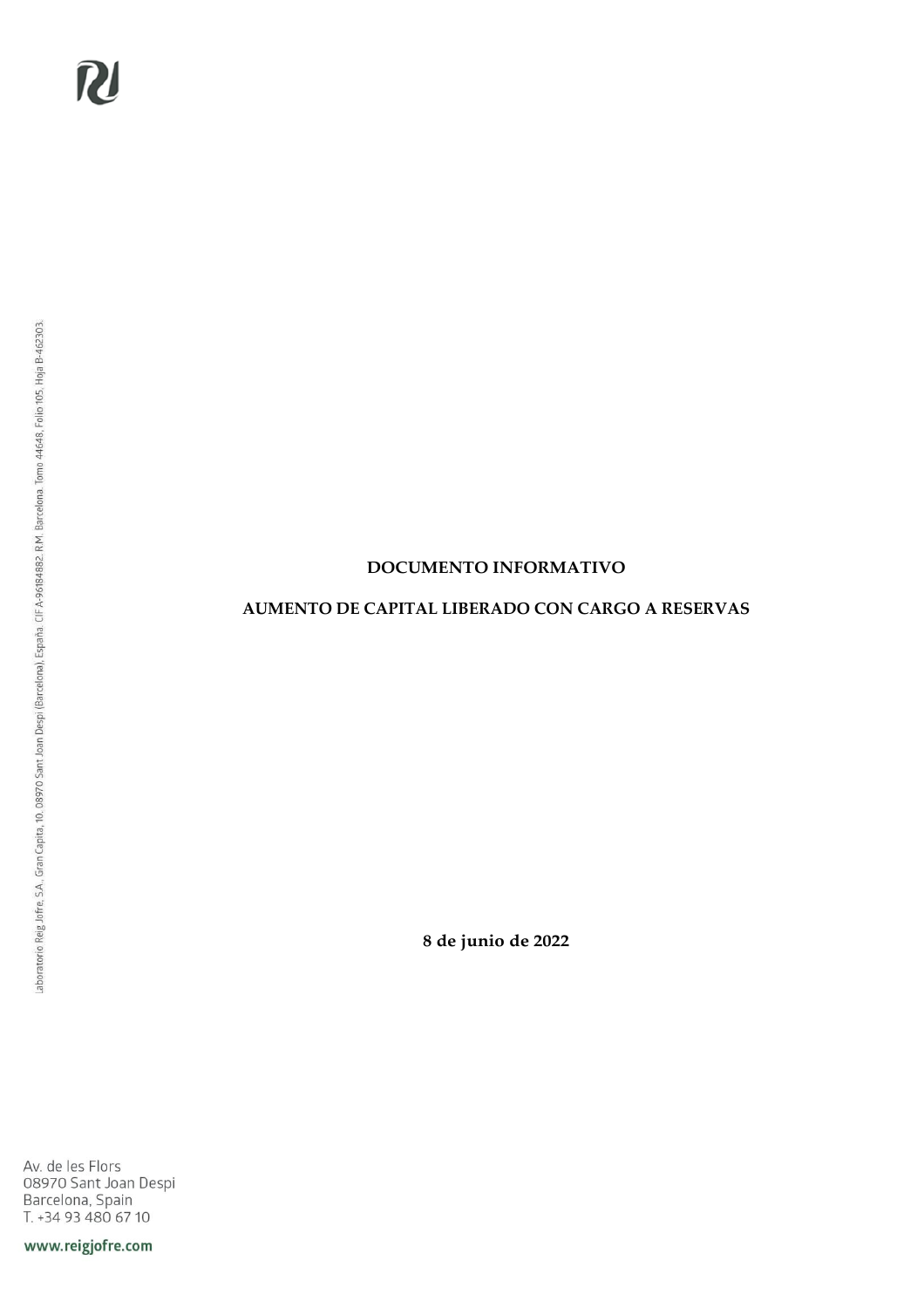**DOCUMENTO INFORMATIVO**

**AUMENTO DE CAPITAL LIBERADO CON CARGO A RESERVAS**

**8 de junio de 2022**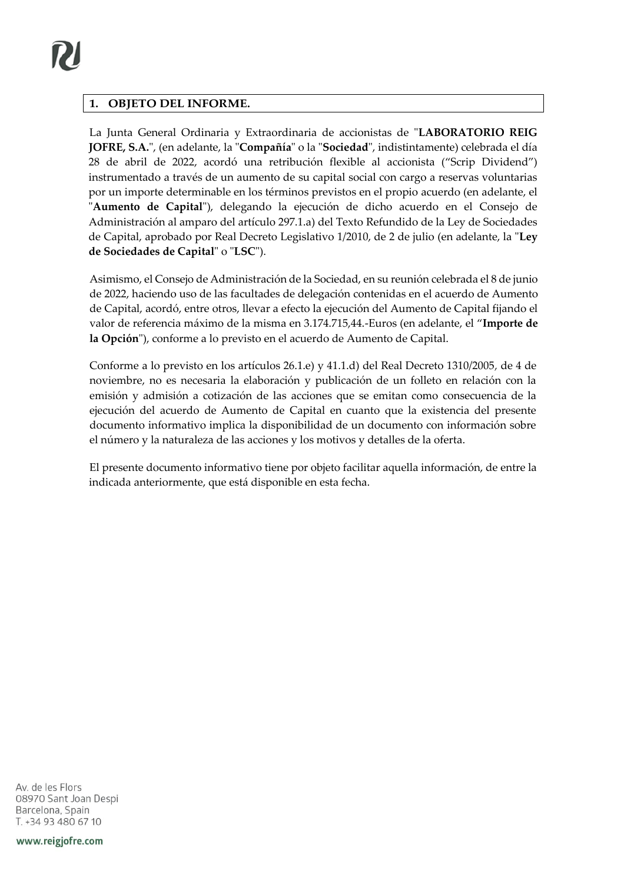## 1. OBJETO DEL INFORME.

La Junta General Ordinaria y Extraordinaria de accionistas de "**LABORATORIO REIG JOFRE, S.A.**", (en adelante, la "**Compañía**" o la "**Sociedad**", indistintamente) celebrada el día 28 de abril de 2022, acordó una retribución flexible al accionista ("Scrip Dividend") instrumentado a través de un aumento de su capital social con cargo a reservas voluntarias por un importe determinable en los términos previstos en el propio acuerdo (en adelante, el "**Aumento de Capital**"), delegando la ejecución de dicho acuerdo en el Consejo de Administración al amparo del artículo 297.1.a) del Texto Refundido de la Ley de Sociedades de Capital, aprobado por Real Decreto Legislativo 1/2010, de 2 de julio (en adelante, la "**Ley de Sociedades de Capital**" o "**LSC**").

Asimismo, el Consejo de Administración de la Sociedad, en su reunión celebrada el 8 de junio de 2022, haciendo uso de las facultades de delegación contenidas en el acuerdo de Aumento de Capital, acordó, entre otros, llevar a efecto la ejecución del Aumento de Capital fijando el valor de referencia máximo de la misma en 3.174.715,44.-Euros (en adelante, el "**Importe de la Opción**"), conforme a lo previsto en el acuerdo de Aumento de Capital.

Conforme a lo previsto en los artículos 26.1.e) y 41.1.d) del Real Decreto 1310/2005, de 4 de noviembre, no es necesaria la elaboración y publicación de un folleto en relación con la emisión y admisión a cotización de las acciones que se emitan como consecuencia de la ejecución del acuerdo de Aumento de Capital en cuanto que la existencia del presente documento informativo implica la disponibilidad de un documento con información sobre el número y la naturaleza de las acciones y los motivos y detalles de la oferta.

El presente documento informativo tiene por objeto facilitar aquella información, de entre la indicada anteriormente, que está disponible en esta fecha.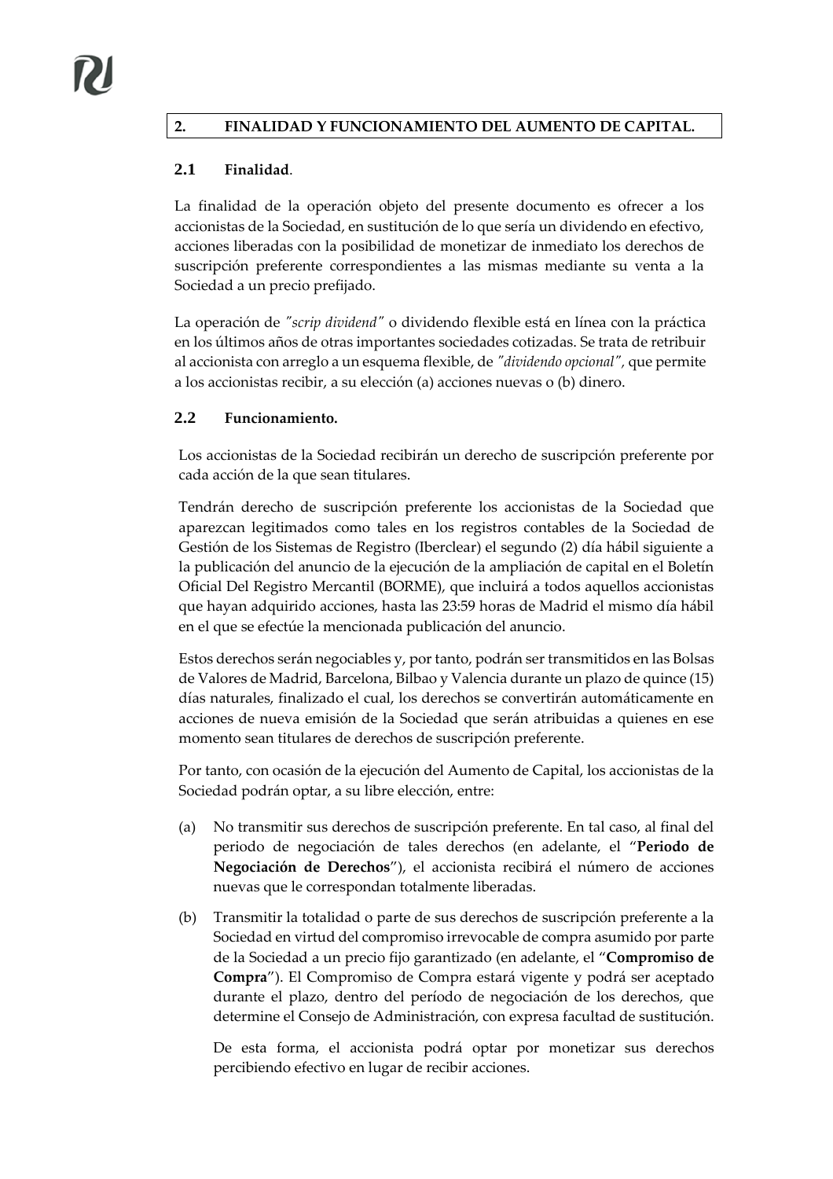## 2. FINALIDAD Y FUNCIONAMIENTO DEL AUMENTO DE CAPITAL.

### 2.1 Finalidad.

La finalidad de la operación objeto del presente documento es ofrecer a los accionistas de la Sociedad, en sustitución de lo que sería un dividendo en efectivo, acciones liberadas con la posibilidad de monetizar de inmediato los derechos de suscripción preferente correspondientes a las mismas mediante su venta a la Sociedad a un precio prefijado.

La operación de *"scrip dividend"* o dividendo flexible está en línea con la práctica en los últimos años de otras importantes sociedades cotizadas. Se trata de retribuir al accionista con arreglo a un esquema flexible, de *"dividendo opcional"*, que permite a los accionistas recibir, a su elección (a) acciones nuevas o (b) dinero.

### 2.2 Funcionamiento.

Los accionistas de la Sociedad recibirán un derecho de suscripción preferente por cada acción de la que sean titulares.

Tendrán derecho de suscripción preferente los accionistas de la Sociedad que aparezcan legitimados como tales en los registros contables de la Sociedad de Gestión de los Sistemas de Registro (Iberclear) el segundo (2) día hábil siguiente a la publicación del anuncio de la ejecución de la ampliación de capital en el Boletín Oficial Del Registro Mercantil (BORME), que incluirá a todos aquellos accionistas que hayan adquirido acciones, hasta las 23:59 horas de Madrid el mismo día hábil en el que se efectúe la mencionada publicación del anuncio.

Estos derechos serán negociables y, por tanto, podrán ser transmitidos en las Bolsas de Valores de Madrid, Barcelona, Bilbao y Valencia durante un plazo de quince (15) días naturales, finalizado el cual, los derechos se convertirán automáticamente en acciones de nueva emisión de la Sociedad que serán atribuidas a quienes en ese momento sean titulares de derechos de suscripción preferente.

Por tanto, con ocasión de la ejecución del Aumento de Capital, los accionistas de la Sociedad podrán optar, a su libre elección, entre:

(a) No transmitir sus derechos de suscripción preferente. En tal caso, al final del periodo de negociación de tales derechos (en adelante, el "**Periodo de Negociación de Derechos**"), el accionista recibirá el número de acciones nuevas que le correspondan totalmente liberadas.

(b) Transmitir la totalidad o parte de sus derechos de suscripción preferente a la Sociedad en virtud del compromiso irrevocable de compra asumido por parte de la Sociedad a un precio fijo garantizado (en adelante, el "**Compromiso de Compra**"). El Compromiso de Compra estará vigente y podrá ser aceptado durante el plazo, dentro del período de negociación de los derechos, que determine el Consejo de Administración, con expresa facultad de sustitución.

    De esta forma, el accionista podrá optar por monetizar sus derechos percibiendo efectivo en lugar de recibir acciones.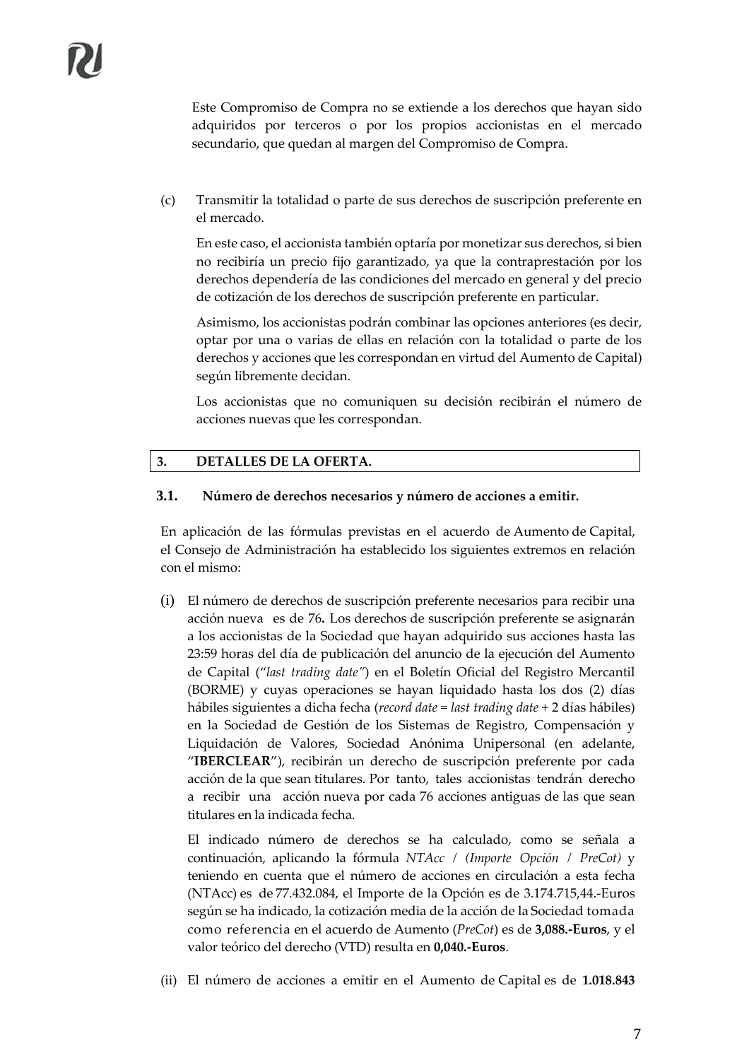Este Compromiso de Compra no se extiende a los derechos que hayan sido adquiridos por terceros o por los propios accionistas en el mercado secundario, que quedan al margen del Compromiso de Compra.

(c) Transmitir la totalidad o parte de sus derechos de suscripción preferente en el mercado.

En este caso, el accionista también optaría por monetizar sus derechos, si bien no recibiría un precio fijo garantizado, ya que la contraprestación por los derechos dependería de las condiciones del mercado en general y del precio de cotización de los derechos de suscripción preferente en particular.

Asimismo, los accionistas podrán combinar las opciones anteriores (es decir, optar por una o varias de ellas en relación con la totalidad o parte de los derechos y acciones que les correspondan en virtud del Aumento de Capital) según libremente decidan.

Los accionistas que no comuniquen su decisión recibirán el número de acciones nuevas que les correspondan.

## 3. DETALLES DE LA OFERTA.

### 3.1. Número de derechos necesarios y número de acciones a emitir.

En aplicación de las fórmulas previstas en el acuerdo de Aumento de Capital, el Consejo de Administración ha establecido los siguientes extremos en relación con el mismo:

(i) El número de derechos de suscripción preferente necesarios para recibir una acción nueva es de 76**.** Los derechos de suscripción preferente se asignarán a los accionistas de la Sociedad que hayan adquirido sus acciones hasta las 23:59 horas del día de publicación del anuncio de la ejecución del Aumento de Capital ("*last trading date"*) en el Boletín Oficial del Registro Mercantil (BORME) y cuyas operaciones se hayan liquidado hasta los dos (2) días hábiles siguientes a dicha fecha (*record date* = *last trading date* + 2 días hábiles) en la Sociedad de Gestión de los Sistemas de Registro, Compensación y Liquidación de Valores, Sociedad Anónima Unipersonal (en adelante, "**IBERCLEAR**"), recibirán un derecho de suscripción preferente por cada acción de la que sean titulares. Por tanto, tales accionistas tendrán derecho a recibir una acción nueva por cada 76 acciones antiguas de las que sean titulares en la indicada fecha.

El indicado número de derechos se ha calculado, como se señala a continuación, aplicando la fórmula *NTAcc / (Importe Opción / PreCot)* y teniendo en cuenta que el número de acciones en circulación a esta fecha (NTAcc) es de 77.432.084, el Importe de la Opción es de 3.174.715,44.-Euros según se ha indicado, la cotización media de la acción de la Sociedad tomada como referencia en el acuerdo de Aumento (*PreCot*) es de **3,088.-Euros**, y el valor teórico del derecho (VTD) resulta en **0,040.-Euros**.

(ii) El número de acciones a emitir en el Aumento de Capital es de **1.018.843**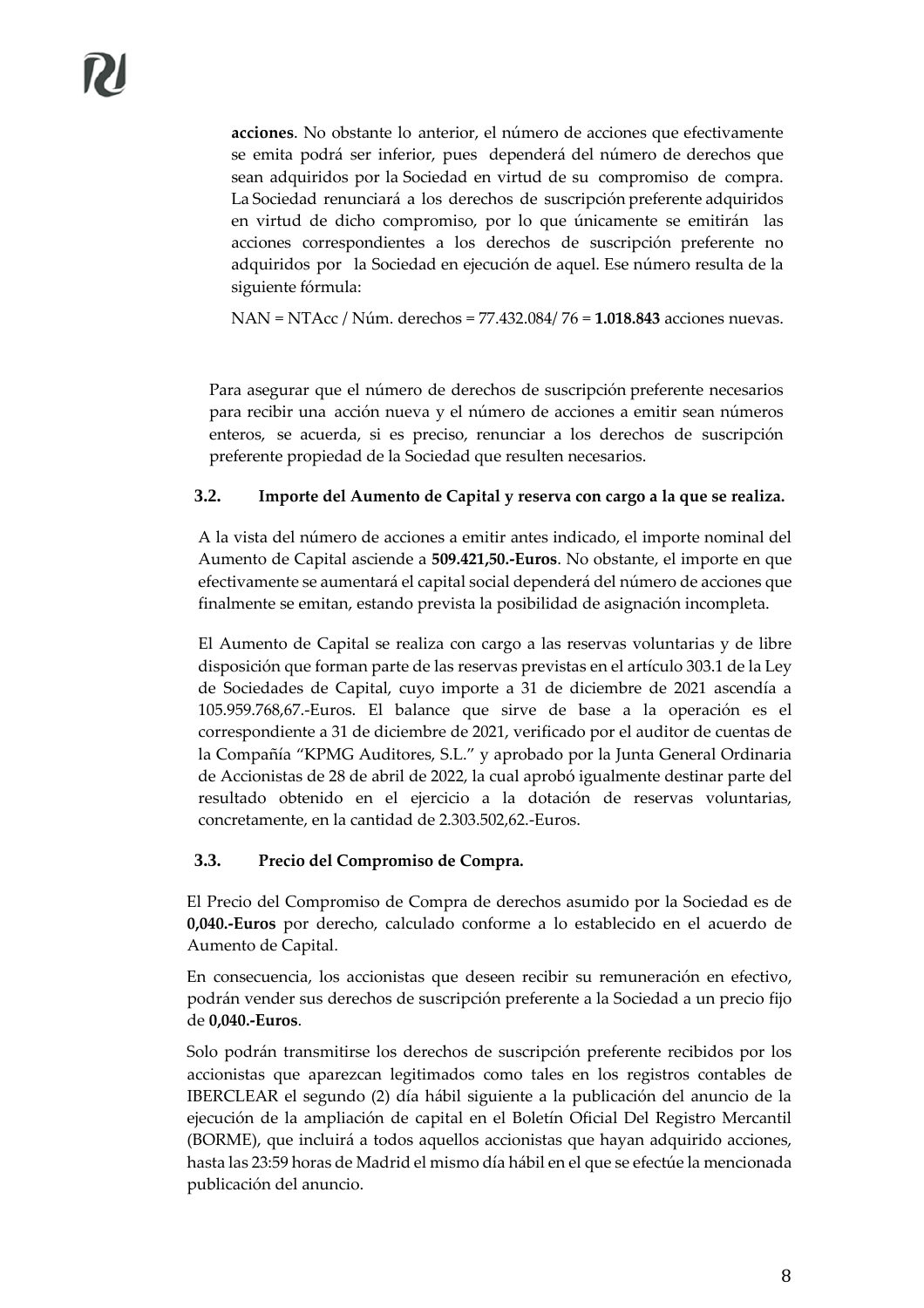**acciones**. No obstante lo anterior, el número de acciones que efectivamente se emita podrá ser inferior, pues dependerá del número de derechos que sean adquiridos por la Sociedad en virtud de su compromiso de compra. La Sociedad renunciará a los derechos de suscripción preferente adquiridos en virtud de dicho compromiso, por lo que únicamente se emitirán las acciones correspondientes a los derechos de suscripción preferente no adquiridos por la Sociedad en ejecución de aquel. Ese número resulta de la siguiente fórmula:

NAN = NTAcc / Núm. derechos = 77.432.084/ 76 = **1.018.843** acciones nuevas.

Para asegurar que el número de derechos de suscripción preferente necesarios para recibir una acción nueva y el número de acciones a emitir sean números enteros, se acuerda, si es preciso, renunciar a los derechos de suscripción preferente propiedad de la Sociedad que resulten necesarios.

**3.2. Importe del Aumento de Capital y reserva con cargo a la que se realiza.**

A la vista del número de acciones a emitir antes indicado, el importe nominal del Aumento de Capital asciende a **509.421,50.-Euros**. No obstante, el importe en que efectivamente se aumentará el capital social dependerá del número de acciones que finalmente se emitan, estando prevista la posibilidad de asignación incompleta.

El Aumento de Capital se realiza con cargo a las reservas voluntarias y de libre disposición que forman parte de las reservas previstas en el artículo 303.1 de la Ley de Sociedades de Capital, cuyo importe a 31 de diciembre de 2021 ascendía a 105.959.768,67.-Euros. El balance que sirve de base a la operación es el correspondiente a 31 de diciembre de 2021, verificado por el auditor de cuentas de la Compañía "KPMG Auditores, S.L." y aprobado por la Junta General Ordinaria de Accionistas de 28 de abril de 2022, la cual aprobó igualmente destinar parte del resultado obtenido en el ejercicio a la dotación de reservas voluntarias, concretamente, en la cantidad de 2.303.502,62.-Euros.

**3.3. Precio del Compromiso de Compra.**

El Precio del Compromiso de Compra de derechos asumido por la Sociedad es de **0,040.-Euros** por derecho, calculado conforme a lo establecido en el acuerdo de Aumento de Capital.

En consecuencia, los accionistas que deseen recibir su remuneración en efectivo, podrán vender sus derechos de suscripción preferente a la Sociedad a un precio fijo de **0,040.-Euros**.

Solo podrán transmitirse los derechos de suscripción preferente recibidos por los accionistas que aparezcan legitimados como tales en los registros contables de IBERCLEAR el segundo (2) día hábil siguiente a la publicación del anuncio de la ejecución de la ampliación de capital en el Boletín Oficial Del Registro Mercantil (BORME), que incluirá a todos aquellos accionistas que hayan adquirido acciones, hasta las 23:59 horas de Madrid el mismo día hábil en el que se efectúe la mencionada publicación del anuncio.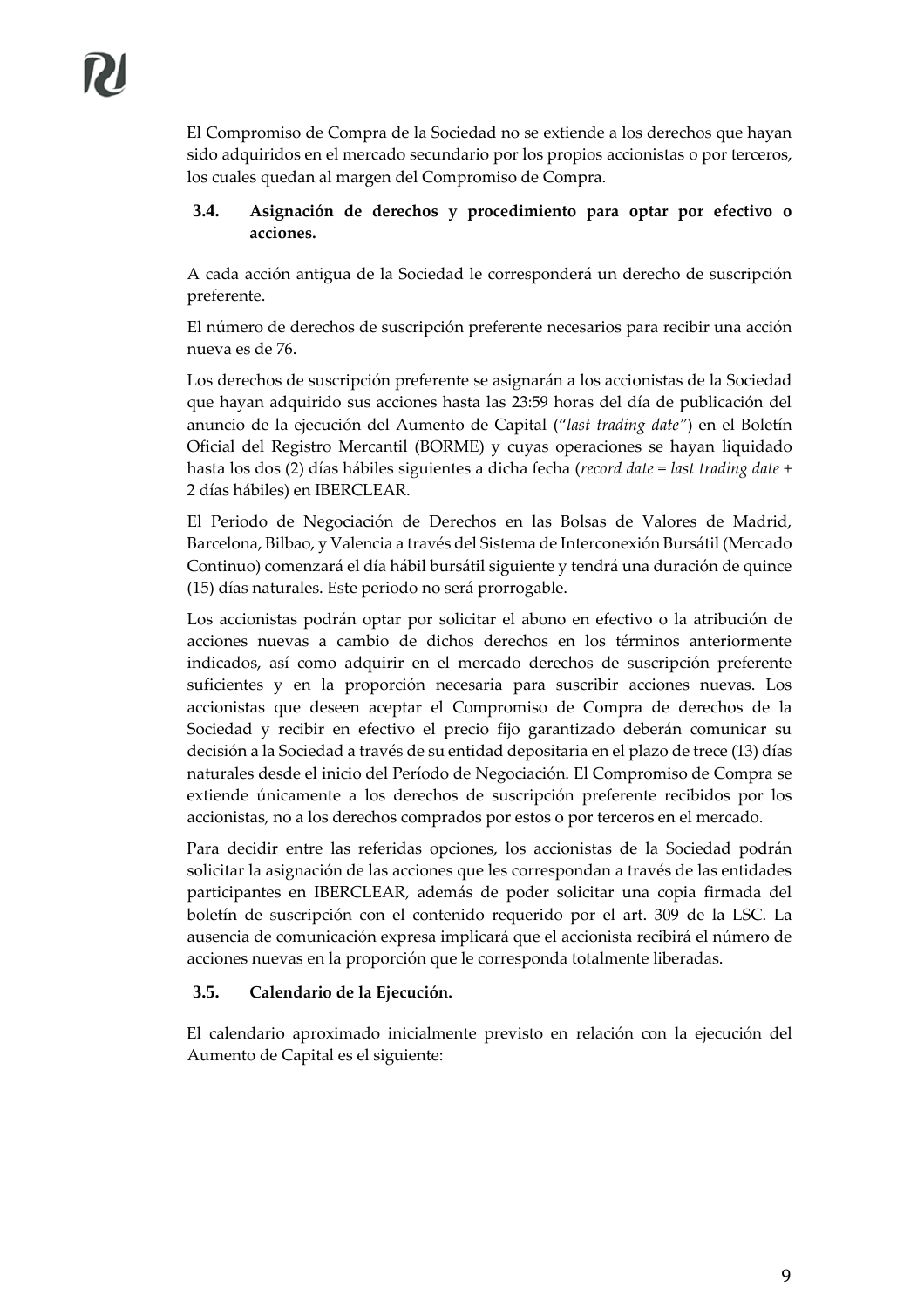El Compromiso de Compra de la Sociedad no se extiende a los derechos que hayan sido adquiridos en el mercado secundario por los propios accionistas o por terceros, los cuales quedan al margen del Compromiso de Compra.

### 3.4. Asignación de derechos y procedimiento para optar por efectivo o acciones.

A cada acción antigua de la Sociedad le corresponderá un derecho de suscripción preferente.

El número de derechos de suscripción preferente necesarios para recibir una acción nueva es de 76.

Los derechos de suscripción preferente se asignarán a los accionistas de la Sociedad que hayan adquirido sus acciones hasta las 23:59 horas del día de publicación del anuncio de la ejecución del Aumento de Capital ("*last trading date*") en el Boletín Oficial del Registro Mercantil (BORME) y cuyas operaciones se hayan liquidado hasta los dos (2) días hábiles siguientes a dicha fecha (*record date* = *last trading date* + 2 días hábiles) en IBERCLEAR.

El Periodo de Negociación de Derechos en las Bolsas de Valores de Madrid, Barcelona, Bilbao, y Valencia a través del Sistema de Interconexión Bursátil (Mercado Continuo) comenzará el día hábil bursátil siguiente y tendrá una duración de quince (15) días naturales. Este periodo no será prorrogable.

Los accionistas podrán optar por solicitar el abono en efectivo o la atribución de acciones nuevas a cambio de dichos derechos en los términos anteriormente indicados, así como adquirir en el mercado derechos de suscripción preferente suficientes y en la proporción necesaria para suscribir acciones nuevas. Los accionistas que deseen aceptar el Compromiso de Compra de derechos de la Sociedad y recibir en efectivo el precio fijo garantizado deberán comunicar su decisión a la Sociedad a través de su entidad depositaria en el plazo de trece (13) días naturales desde el inicio del Período de Negociación. El Compromiso de Compra se extiende únicamente a los derechos de suscripción preferente recibidos por los accionistas, no a los derechos comprados por estos o por terceros en el mercado.

Para decidir entre las referidas opciones, los accionistas de la Sociedad podrán solicitar la asignación de las acciones que les correspondan a través de las entidades participantes en IBERCLEAR, además de poder solicitar una copia firmada del boletín de suscripción con el contenido requerido por el art. 309 de la LSC. La ausencia de comunicación expresa implicará que el accionista recibirá el número de acciones nuevas en la proporción que le corresponda totalmente liberadas.

### 3.5. Calendario de la Ejecución.

El calendario aproximado inicialmente previsto en relación con la ejecución del Aumento de Capital es el siguiente: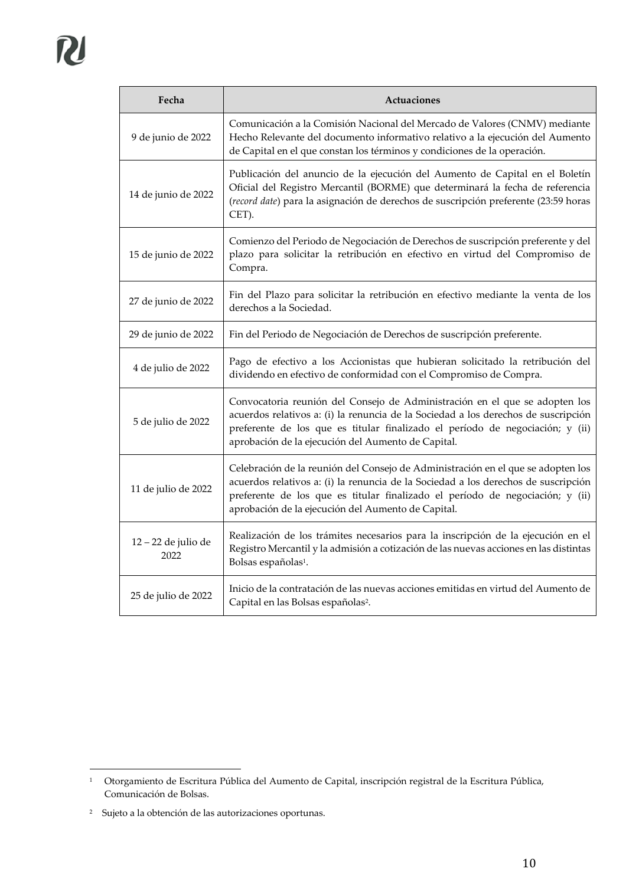| Fecha | Actuaciones |
| --- | --- |
| 9 de junio de 2022 | Comunicación a la Comisión Nacional del Mercado de Valores (CNMV) mediante Hecho Relevante del documento informativo relativo a la ejecución del Aumento de Capital en el que constan los términos y condiciones de la operación. |
| 14 de junio de 2022 | Publicación del anuncio de la ejecución del Aumento de Capital en el Boletín Oficial del Registro Mercantil (BORME) que determinará la fecha de referencia (*record date*) para la asignación de derechos de suscripción preferente (23:59 horas CET). |
| 15 de junio de 2022 | Comienzo del Periodo de Negociación de Derechos de suscripción preferente y del plazo para solicitar la retribución en efectivo en virtud del Compromiso de Compra. |
| 27 de junio de 2022 | Fin del Plazo para solicitar la retribución en efectivo mediante la venta de los derechos a la Sociedad. |
| 29 de junio de 2022 | Fin del Periodo de Negociación de Derechos de suscripción preferente. |
| 4 de julio de 2022 | Pago de efectivo a los Accionistas que hubieran solicitado la retribución del dividendo en efectivo de conformidad con el Compromiso de Compra. |
| 5 de julio de 2022 | Convocatoria reunión del Consejo de Administración en el que se adopten los acuerdos relativos a: (i) la renuncia de la Sociedad a los derechos de suscripción preferente de los que es titular finalizado el período de negociación; y (ii) aprobación de la ejecución del Aumento de Capital. |
| 11 de julio de 2022 | Celebración de la reunión del Consejo de Administración en el que se adopten los acuerdos relativos a: (i) la renuncia de la Sociedad a los derechos de suscripción preferente de los que es titular finalizado el período de negociación; y (ii) aprobación de la ejecución del Aumento de Capital. |
| 12 – 22 de julio de 2022 | Realización de los trámites necesarios para la inscripción de la ejecución en el Registro Mercantil y la admisión a cotización de las nuevas acciones en las distintas Bolsas españolas[1]. |
| 25 de julio de 2022 | Inicio de la contratación de las nuevas acciones emitidas en virtud del Aumento de Capital en las Bolsas españolas[2]. |

[1] Otorgamiento de Escritura Pública del Aumento de Capital, inscripción registral de la Escritura Pública, Comunicación de Bolsas.

[2] Sujeto a la obtención de las autorizaciones oportunas.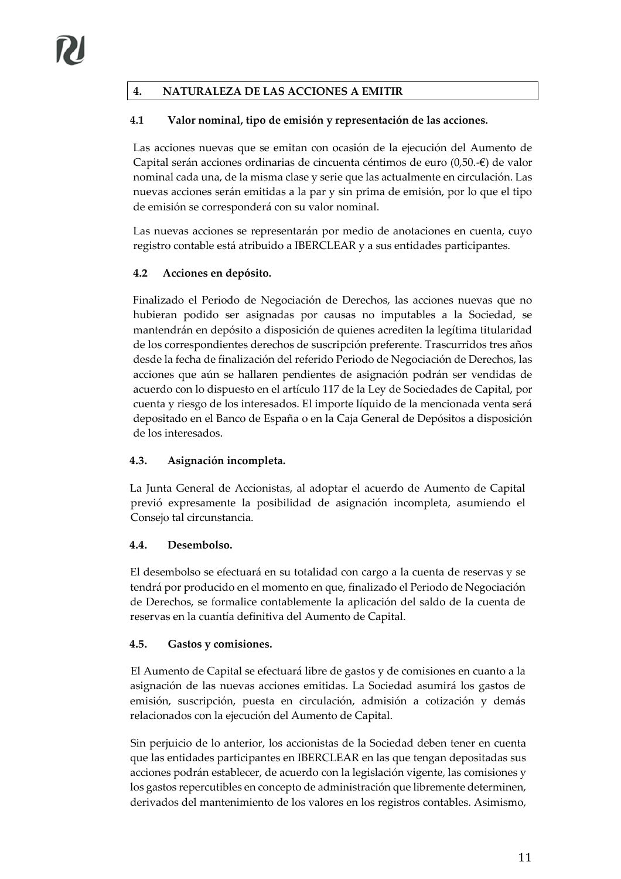## 4. NATURALEZA DE LAS ACCIONES A EMITIR

### 4.1 Valor nominal, tipo de emisión y representación de las acciones.

Las acciones nuevas que se emitan con ocasión de la ejecución del Aumento de Capital serán acciones ordinarias de cincuenta céntimos de euro (0,50.-€) de valor nominal cada una, de la misma clase y serie que las actualmente en circulación. Las nuevas acciones serán emitidas a la par y sin prima de emisión, por lo que el tipo de emisión se corresponderá con su valor nominal.

Las nuevas acciones se representarán por medio de anotaciones en cuenta, cuyo registro contable está atribuido a IBERCLEAR y a sus entidades participantes.

### 4.2 Acciones en depósito.

Finalizado el Periodo de Negociación de Derechos, las acciones nuevas que no hubieran podido ser asignadas por causas no imputables a la Sociedad, se mantendrán en depósito a disposición de quienes acrediten la legítima titularidad de los correspondientes derechos de suscripción preferente. Trascurridos tres años desde la fecha de finalización del referido Periodo de Negociación de Derechos, las acciones que aún se hallaren pendientes de asignación podrán ser vendidas de acuerdo con lo dispuesto en el artículo 117 de la Ley de Sociedades de Capital, por cuenta y riesgo de los interesados. El importe líquido de la mencionada venta será depositado en el Banco de España o en la Caja General de Depósitos a disposición de los interesados.

### 4.3. Asignación incompleta.

La Junta General de Accionistas, al adoptar el acuerdo de Aumento de Capital previó expresamente la posibilidad de asignación incompleta, asumiendo el Consejo tal circunstancia.

### 4.4. Desembolso.

El desembolso se efectuará en su totalidad con cargo a la cuenta de reservas y se tendrá por producido en el momento en que, finalizado el Periodo de Negociación de Derechos, se formalice contablemente la aplicación del saldo de la cuenta de reservas en la cuantía definitiva del Aumento de Capital.

### 4.5. Gastos y comisiones.

El Aumento de Capital se efectuará libre de gastos y de comisiones en cuanto a la asignación de las nuevas acciones emitidas. La Sociedad asumirá los gastos de emisión, suscripción, puesta en circulación, admisión a cotización y demás relacionados con la ejecución del Aumento de Capital.

Sin perjuicio de lo anterior, los accionistas de la Sociedad deben tener en cuenta que las entidades participantes en IBERCLEAR en las que tengan depositadas sus acciones podrán establecer, de acuerdo con la legislación vigente, las comisiones y los gastos repercutibles en concepto de administración que libremente determinen, derivados del mantenimiento de los valores en los registros contables. Asimismo,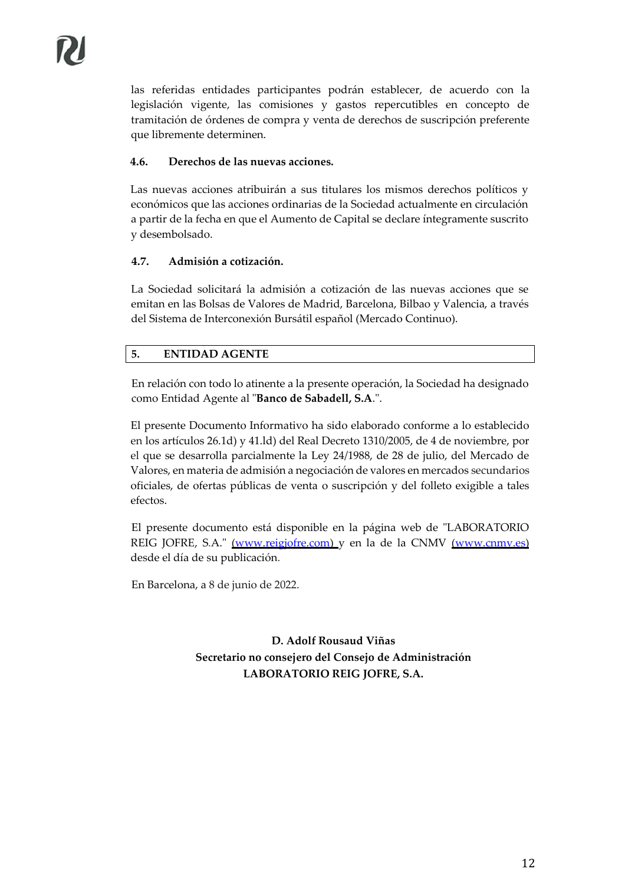las referidas entidades participantes podrán establecer, de acuerdo con la legislación vigente, las comisiones y gastos repercutibles en concepto de tramitación de órdenes de compra y venta de derechos de suscripción preferente que libremente determinen.

### 4.6. Derechos de las nuevas acciones.

Las nuevas acciones atribuirán a sus titulares los mismos derechos políticos y económicos que las acciones ordinarias de la Sociedad actualmente en circulación a partir de la fecha en que el Aumento de Capital se declare íntegramente suscrito y desembolsado.

### 4.7. Admisión a cotización.

La Sociedad solicitará la admisión a cotización de las nuevas acciones que se emitan en las Bolsas de Valores de Madrid, Barcelona, Bilbao y Valencia, a través del Sistema de Interconexión Bursátil español (Mercado Continuo).

## 5. ENTIDAD AGENTE

En relación con todo lo atinente a la presente operación, la Sociedad ha designado como Entidad Agente al "**Banco de Sabadell, S.A**.".

El presente Documento Informativo ha sido elaborado conforme a lo establecido en los artículos 26.1d) y 41.ld) del Real Decreto 1310/2005, de 4 de noviembre, por el que se desarrolla parcialmente la Ley 24/1988, de 28 de julio, del Mercado de Valores, en materia de admisión a negociación de valores en mercados secundarios oficiales, de ofertas públicas de venta o suscripción y del folleto exigible a tales efectos.

El presente documento está disponible en la página web de "LABORATORIO REIG JOFRE, S.A." (www.reigjofre.com) y en la de la CNMV (www.cnmv.es) desde el día de su publicación.

En Barcelona, a 8 de junio de 2022.

**D. Adolf Rousaud Viñas**
**Secretario no consejero del Consejo de Administración**
**LABORATORIO REIG JOFRE, S.A.**